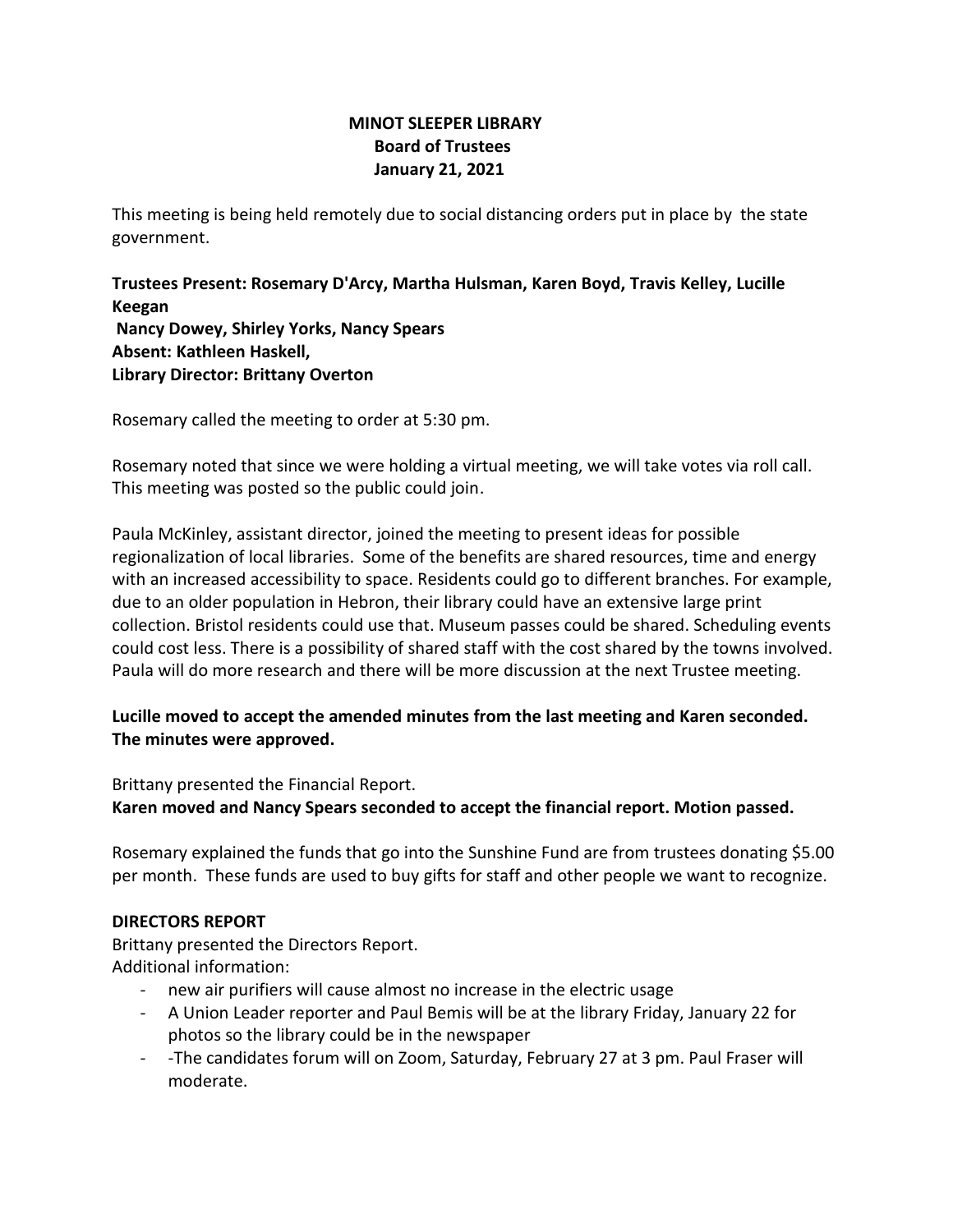**MINOT SLEEPER LIBRARY**
**Board of Trustees**
**January 21, 2021**

This meeting is being held remotely due to social distancing orders put in place by the state government.

**Trustees Present: Rosemary D'Arcy, Martha Hulsman, Karen Boyd, Travis Kelley, Lucille Keegan**
**Nancy Dowey, Shirley Yorks, Nancy Spears**
**Absent: Kathleen Haskell,**
**Library Director: Brittany Overton**

Rosemary called the meeting to order at 5:30 pm.

Rosemary noted that since we were holding a virtual meeting, we will take votes via roll call. This meeting was posted so the public could join.

Paula McKinley, assistant director, joined the meeting to present ideas for possible regionalization of local libraries. Some of the benefits are shared resources, time and energy with an increased accessibility to space. Residents could go to different branches. For example, due to an older population in Hebron, their library could have an extensive large print collection. Bristol residents could use that. Museum passes could be shared. Scheduling events could cost less. There is a possibility of shared staff with the cost shared by the towns involved. Paula will do more research and there will be more discussion at the next Trustee meeting.

**Lucille moved to accept the amended minutes from the last meeting and Karen seconded. The minutes were approved.**

Brittany presented the Financial Report.
**Karen moved and Nancy Spears seconded to accept the financial report. Motion passed.**

Rosemary explained the funds that go into the Sunshine Fund are from trustees donating $5.00 per month. These funds are used to buy gifts for staff and other people we want to recognize.

**DIRECTORS REPORT**

Brittany presented the Directors Report.
Additional information:

- new air purifiers will cause almost no increase in the electric usage
- A Union Leader reporter and Paul Bemis will be at the library Friday, January 22 for photos so the library could be in the newspaper
- -The candidates forum will on Zoom, Saturday, February 27 at 3 pm. Paul Fraser will moderate.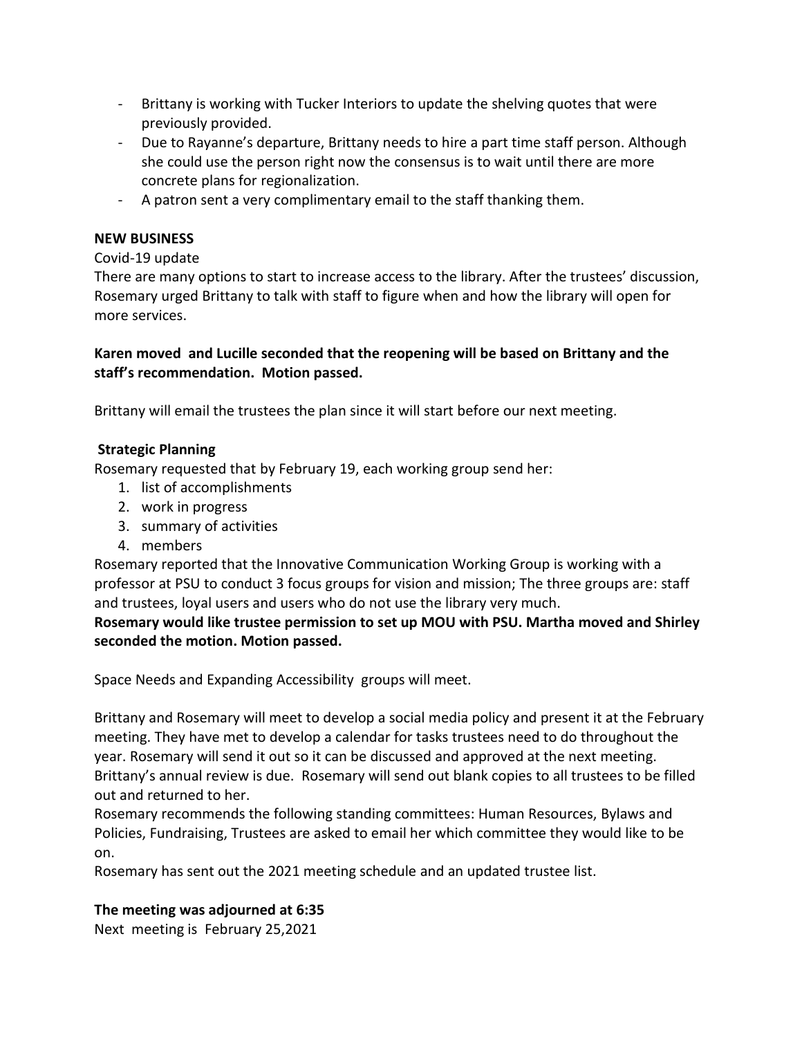- Brittany is working with Tucker Interiors to update the shelving quotes that were previously provided.
- Due to Rayanne's departure, Brittany needs to hire a part time staff person. Although she could use the person right now the consensus is to wait until there are more concrete plans for regionalization.
- A patron sent a very complimentary email to the staff thanking them.

**NEW BUSINESS**

Covid-19 update

There are many options to start to increase access to the library. After the trustees' discussion, Rosemary urged Brittany to talk with staff to figure when and how the library will open for more services.

**Karen moved and Lucille seconded that the reopening will be based on Brittany and the staff's recommendation. Motion passed.**

Brittany will email the trustees the plan since it will start before our next meeting.

**Strategic Planning**

Rosemary requested that by February 19, each working group send her:

1. list of accomplishments
2. work in progress
3. summary of activities
4. members

Rosemary reported that the Innovative Communication Working Group is working with a professor at PSU to conduct 3 focus groups for vision and mission; The three groups are: staff and trustees, loyal users and users who do not use the library very much.

**Rosemary would like trustee permission to set up MOU with PSU. Martha moved and Shirley seconded the motion. Motion passed.**

Space Needs and Expanding Accessibility groups will meet.

Brittany and Rosemary will meet to develop a social media policy and present it at the February meeting. They have met to develop a calendar for tasks trustees need to do throughout the year. Rosemary will send it out so it can be discussed and approved at the next meeting. Brittany's annual review is due. Rosemary will send out blank copies to all trustees to be filled out and returned to her.

Rosemary recommends the following standing committees: Human Resources, Bylaws and Policies, Fundraising, Trustees are asked to email her which committee they would like to be on.

Rosemary has sent out the 2021 meeting schedule and an updated trustee list.

**The meeting was adjourned at 6:35**

Next meeting is February 25,2021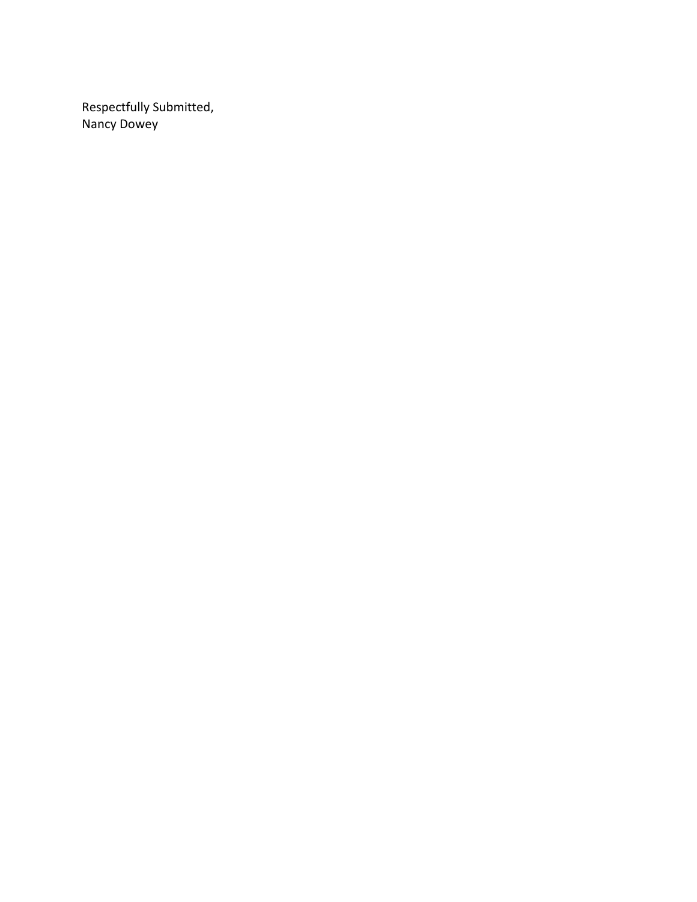Respectfully Submitted,
Nancy Dowey